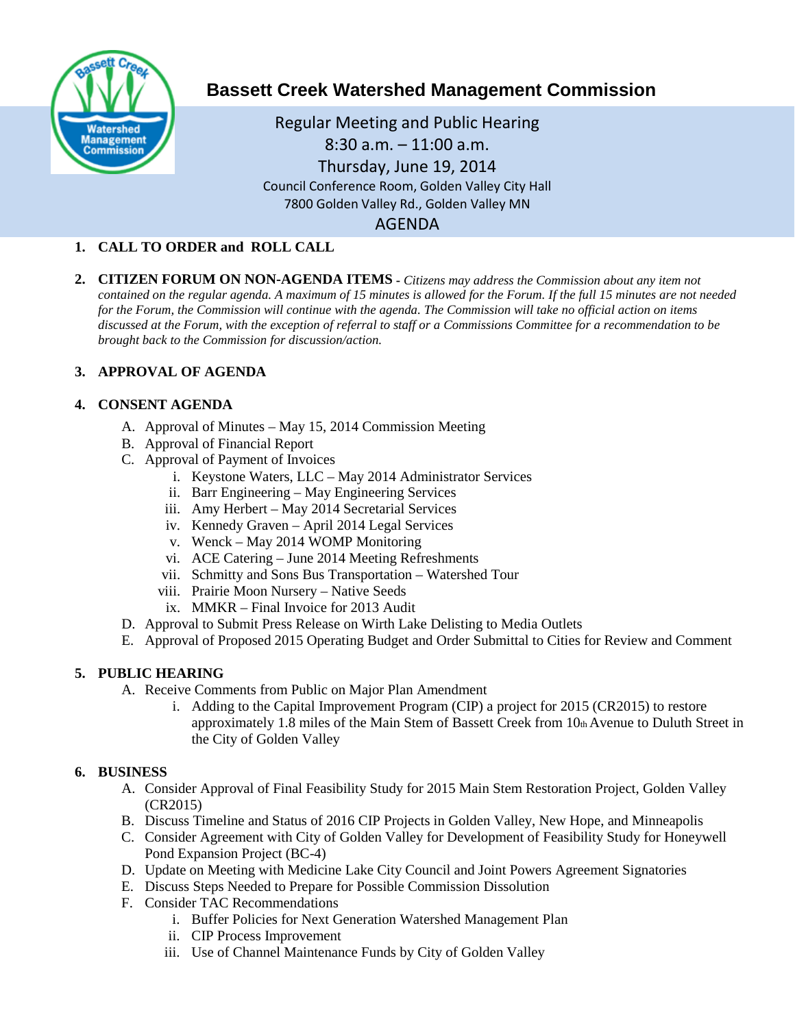# Bassett Creek Watershed Management Commission

Regular Meeting and Public Hearing
8:30 a.m. – 11:00 a.m.
Thursday, June 19, 2014
Council Conference Room, Golden Valley City Hall
7800 Golden Valley Rd., Golden Valley MN

## AGENDA

1. **CALL TO ORDER and ROLL CALL**

2. **CITIZEN FORUM ON NON-AGENDA ITEMS** - *Citizens may address the Commission about any item not contained on the regular agenda. A maximum of 15 minutes is allowed for the Forum. If the full 15 minutes are not needed for the Forum, the Commission will continue with the agenda. The Commission will take no official action on items discussed at the Forum, with the exception of referral to staff or a Commissions Committee for a recommendation to be brought back to the Commission for discussion/action.*

3. **APPROVAL OF AGENDA**

4. **CONSENT AGENDA**
   - A. Approval of Minutes – May 15, 2014 Commission Meeting
   - B. Approval of Financial Report
   - C. Approval of Payment of Invoices
     - i. Keystone Waters, LLC – May 2014 Administrator Services
     - ii. Barr Engineering – May Engineering Services
     - iii. Amy Herbert – May 2014 Secretarial Services
     - iv. Kennedy Graven – April 2014 Legal Services
     - v. Wenck – May 2014 WOMP Monitoring
     - vi. ACE Catering – June 2014 Meeting Refreshments
     - vii. Schmitty and Sons Bus Transportation – Watershed Tour
     - viii. Prairie Moon Nursery – Native Seeds
     - ix. MMKR – Final Invoice for 2013 Audit
   - D. Approval to Submit Press Release on Wirth Lake Delisting to Media Outlets
   - E. Approval of Proposed 2015 Operating Budget and Order Submittal to Cities for Review and Comment

5. **PUBLIC HEARING**
   - A. Receive Comments from Public on Major Plan Amendment
     - i. Adding to the Capital Improvement Program (CIP) a project for 2015 (CR2015) to restore approximately 1.8 miles of the Main Stem of Bassett Creek from 10th Avenue to Duluth Street in the City of Golden Valley

6. **BUSINESS**
   - A. Consider Approval of Final Feasibility Study for 2015 Main Stem Restoration Project, Golden Valley (CR2015)
   - B. Discuss Timeline and Status of 2016 CIP Projects in Golden Valley, New Hope, and Minneapolis
   - C. Consider Agreement with City of Golden Valley for Development of Feasibility Study for Honeywell Pond Expansion Project (BC-4)
   - D. Update on Meeting with Medicine Lake City Council and Joint Powers Agreement Signatories
   - E. Discuss Steps Needed to Prepare for Possible Commission Dissolution
   - F. Consider TAC Recommendations
     - i. Buffer Policies for Next Generation Watershed Management Plan
     - ii. CIP Process Improvement
     - iii. Use of Channel Maintenance Funds by City of Golden Valley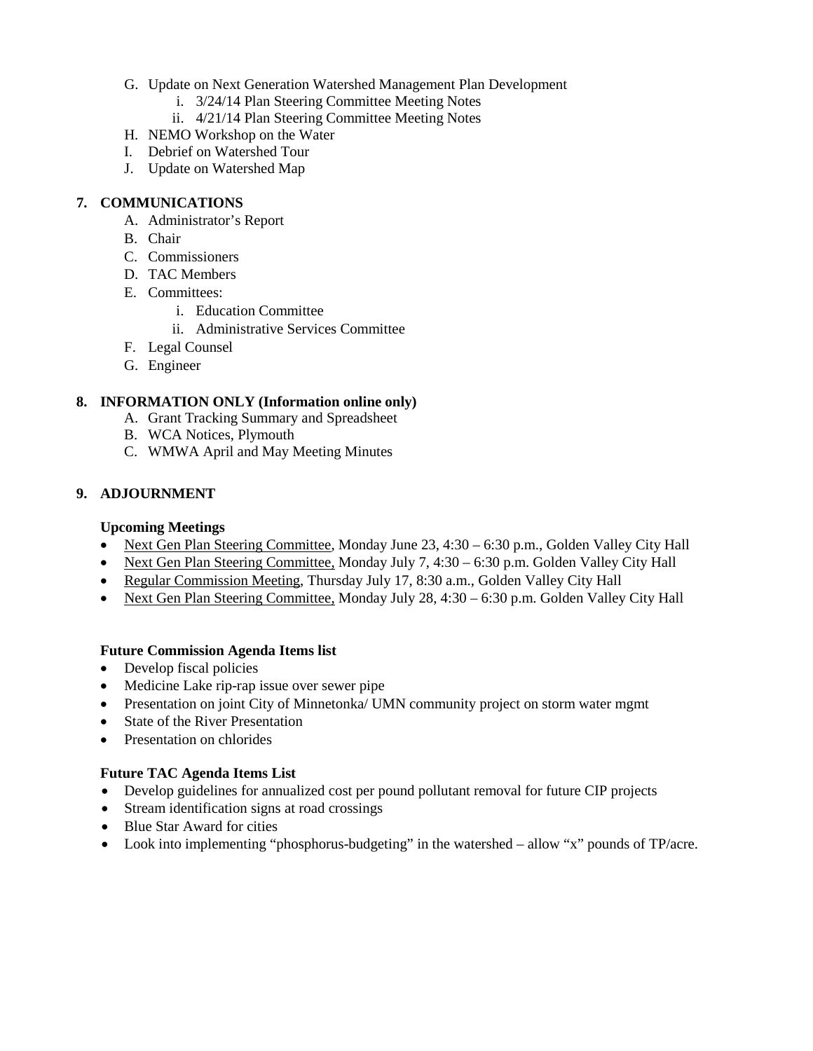G. Update on Next Generation Watershed Management Plan Development
    i. 3/24/14 Plan Steering Committee Meeting Notes
    ii. 4/21/14 Plan Steering Committee Meeting Notes
H. NEMO Workshop on the Water
I. Debrief on Watershed Tour
J. Update on Watershed Map

**7. COMMUNICATIONS**

A. Administrator's Report
B. Chair
C. Commissioners
D. TAC Members
E. Committees:
    i. Education Committee
    ii. Administrative Services Committee
F. Legal Counsel
G. Engineer

**8. INFORMATION ONLY (Information online only)**

A. Grant Tracking Summary and Spreadsheet
B. WCA Notices, Plymouth
C. WMWA April and May Meeting Minutes

**9. ADJOURNMENT**

**Upcoming Meetings**

- Next Gen Plan Steering Committee, Monday June 23, 4:30 – 6:30 p.m., Golden Valley City Hall
- Next Gen Plan Steering Committee, Monday July 7, 4:30 – 6:30 p.m. Golden Valley City Hall
- Regular Commission Meeting, Thursday July 17, 8:30 a.m., Golden Valley City Hall
- Next Gen Plan Steering Committee, Monday July 28, 4:30 – 6:30 p.m. Golden Valley City Hall

**Future Commission Agenda Items list**

- Develop fiscal policies
- Medicine Lake rip-rap issue over sewer pipe
- Presentation on joint City of Minnetonka/ UMN community project on storm water mgmt
- State of the River Presentation
- Presentation on chlorides

**Future TAC Agenda Items List**

- Develop guidelines for annualized cost per pound pollutant removal for future CIP projects
- Stream identification signs at road crossings
- Blue Star Award for cities
- Look into implementing "phosphorus-budgeting" in the watershed – allow "x" pounds of TP/acre.